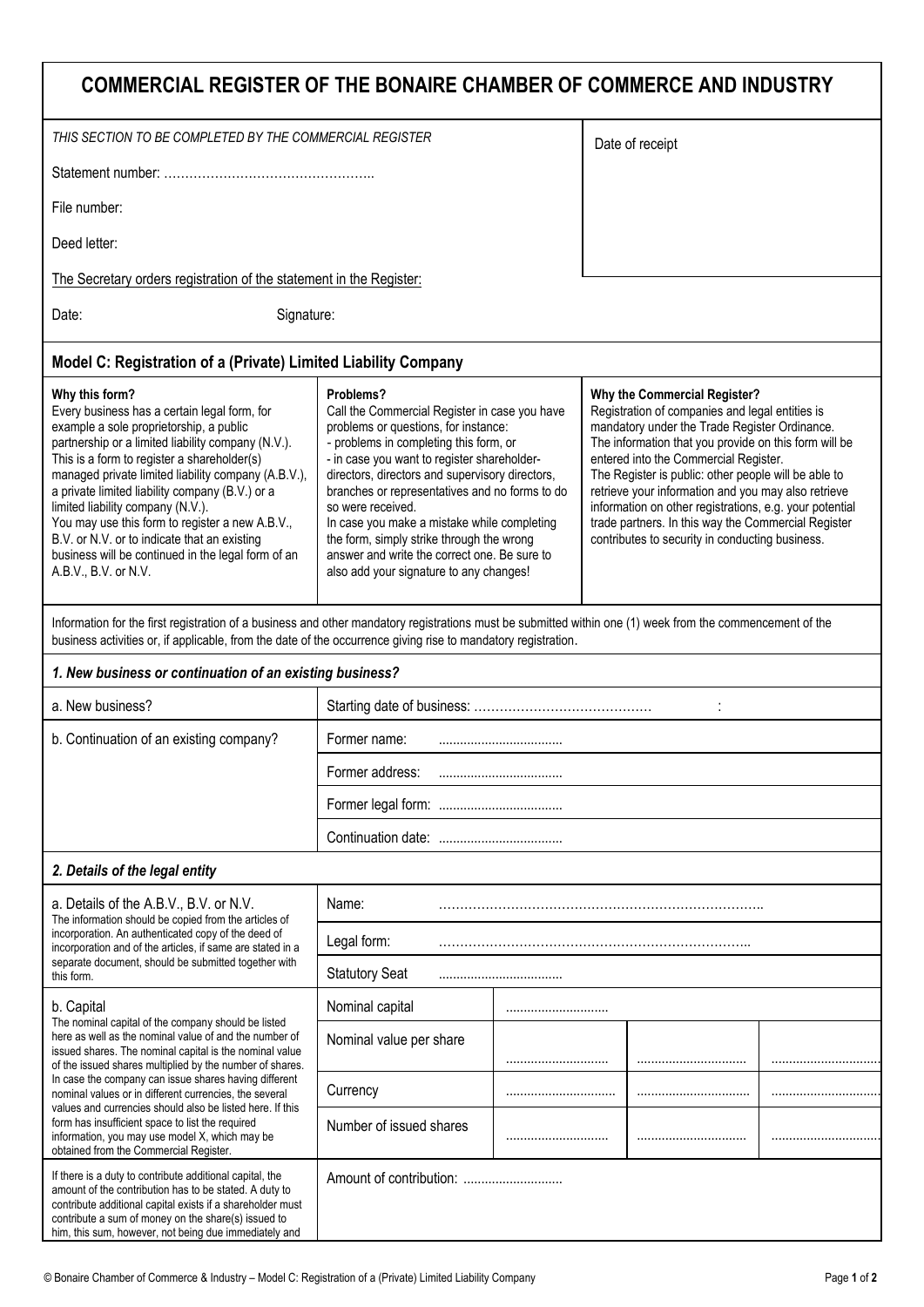# COMMERCIAL REGISTER OF THE BONAIRE CHAMBER OF COMMERCE AND INDUSTRY

*THIS SECTION TO BE COMPLETED BY THE COMMERCIAL REGISTER*

Statement number: …………………………………………..

File number:

Deed letter:

Date of receipt

The Secretary orders registration of the statement in the Register:

Date: Signature:

## Model C: Registration of a (Private) Limited Liability Company

**Why this form?**
Every business has a certain legal form, for example a sole proprietorship, a public partnership or a limited liability company (N.V.). This is a form to register a shareholder(s) managed private limited liability company (A.B.V.), a private limited liability company (B.V.) or a limited liability company (N.V.).
You may use this form to register a new A.B.V., B.V. or N.V. or to indicate that an existing business will be continued in the legal form of an A.B.V., B.V. or N.V.

**Problems?**
Call the Commercial Register in case you have problems or questions, for instance:
- problems in completing this form, or
- in case you want to register shareholder-directors, directors and supervisory directors, branches or representatives and no forms to do so were received.

In case you make a mistake while completing the form, simply strike through the wrong answer and write the correct one. Be sure to also add your signature to any changes!

**Why the Commercial Register?**
Registration of companies and legal entities is mandatory under the Trade Register Ordinance. The information that you provide on this form will be entered into the Commercial Register.
The Register is public: other people will be able to retrieve your information and you may also retrieve information on other registrations, e.g. your potential trade partners. In this way the Commercial Register contributes to security in conducting business.

Information for the first registration of a business and other mandatory registrations must be submitted within one (1) week from the commencement of the business activities or, if applicable, from the date of the occurrence giving rise to mandatory registration.

### *1. New business or continuation of an existing business?*

| | |
|---|---|
| a. New business? | Starting date of business: …………………………………… : |
| b. Continuation of an existing company? | Former name: ................................... |
| | Former address: ................................... |
| | Former legal form: ................................... |
| | Continuation date: ................................... |

### *2. Details of the legal entity*

| | | | | |
|---|---|---|---|---|
| a. Details of the A.B.V., B.V. or N.V. The information should be copied from the articles of incorporation. An authenticated copy of the deed of incorporation and of the articles, if same are stated in a separate document, should be submitted together with this form. | Name: ………………………………………………………………….. | | | |
| | Legal form: ……………………………………………………………….. | | | |
| | Statutory Seat ................................... | | | |
| b. Capital The nominal capital of the company should be listed here as well as the nominal value of and the number of issued shares. The nominal capital is the nominal value of the issued shares multiplied by the number of shares. In case the company can issue shares having different nominal values or in different currencies, the several values and currencies should also be listed here. If this form has insufficient space to list the required information, you may use model X, which may be obtained from the Commercial Register. | Nominal capital | ............................. | | |
| | Nominal value per share | ............................. | ............................... | ............................... |
| | Currency | ............................... | ................................ | ............................... |
| | Number of issued shares | ............................. | ............................... | ............................... |
| If there is a duty to contribute additional capital, the amount of the contribution has to be stated. A duty to contribute additional capital exists if a shareholder must contribute a sum of money on the share(s) issued to him, this sum, however, not being due immediately and | Amount of contribution: ............................ | | | |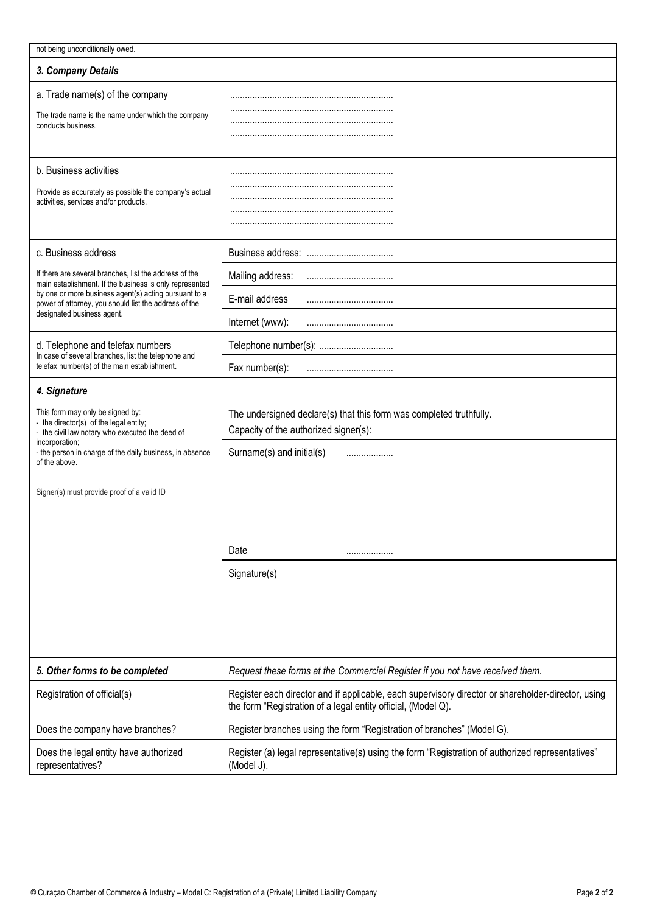| | |
|---|---|
| not being unconditionally owed. | |

### 3. Company Details

| | |
|---|---|
| a. Trade name(s) of the company<br><br>The trade name is the name under which the company conducts business. | ..................................................................<br>..................................................................<br>..................................................................<br>.................................................................. |
| b. Business activities<br><br>Provide as accurately as possible the company's actual activities, services and/or products. | ..................................................................<br>..................................................................<br>..................................................................<br>..................................................................<br>.................................................................. |
| c. Business address<br><br>If there are several branches, list the address of the main establishment. If the business is only represented by one or more business agent(s) acting pursuant to a power of attorney, you should list the address of the designated business agent. | Business address: ...................................<br>Mailing address: ...................................<br>E-mail address ...................................<br>Internet (www): ................................... |
| d. Telephone and telefax numbers<br>In case of several branches, list the telephone and telefax number(s) of the main establishment. | Telephone number(s): ..............................<br>Fax number(s): ................................... |

### 4. Signature

| | |
|---|---|
| This form may only be signed by:<br>- the director(s) of the legal entity;<br>- the civil law notary who executed the deed of incorporation;<br>- the person in charge of the daily business, in absence of the above.<br><br>Signer(s) must provide proof of a valid ID | The undersigned declare(s) that this form was completed truthfully.<br>Capacity of the authorized signer(s):<br><br>Surname(s) and initial(s) ...................<br><br>Date ...................<br><br>Signature(s) |

| 5. Other forms to be completed | Request these forms at the Commercial Register if you not have received them. |
|---|---|
| Registration of official(s) | Register each director and if applicable, each supervisory director or shareholder-director, using the form "Registration of a legal entity official, (Model Q). |
| Does the company have branches? | Register branches using the form "Registration of branches" (Model G). |
| Does the legal entity have authorized representatives? | Register (a) legal representative(s) using the form "Registration of authorized representatives" (Model J). |

© Curaçao Chamber of Commerce & Industry – Model C: Registration of a (Private) Limited Liability Company